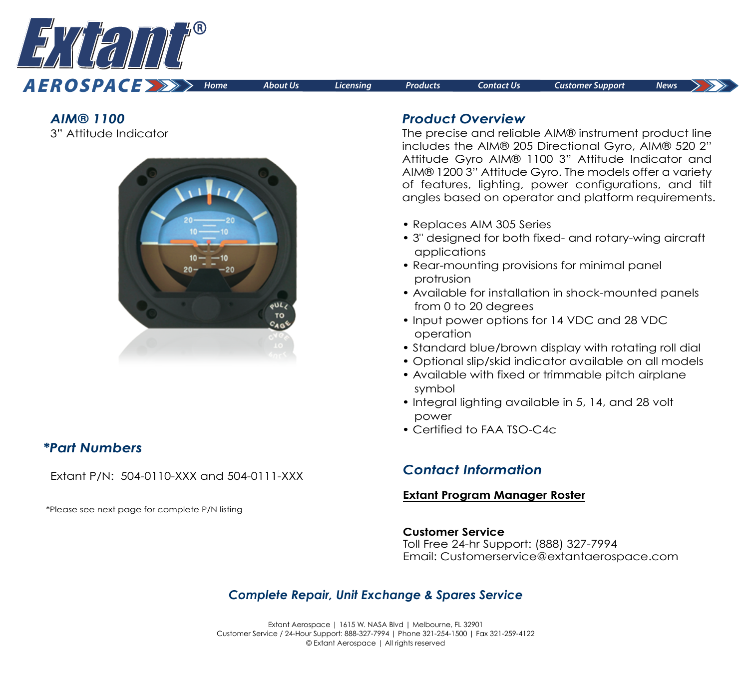# Extant® AEROSPACE

Home | About Us | Licensing | Products | Contact Us | Customer Support | News

## AIM® 1100

3" Attitude Indicator

## Product Overview

The precise and reliable AIM® instrument product line includes the AIM® 205 Directional Gyro, AIM® 520 2" Attitude Gyro AIM® 1100 3" Attitude Indicator and AIM® 1200 3" Attitude Gyro. The models offer a variety of features, lighting, power configurations, and tilt angles based on operator and platform requirements.

- Replaces AIM 305 Series
- 3" designed for both fixed- and rotary-wing aircraft applications
- Rear-mounting provisions for minimal panel protrusion
- Available for installation in shock-mounted panels from 0 to 20 degrees
- Input power options for 14 VDC and 28 VDC operation
- Standard blue/brown display with rotating roll dial
- Optional slip/skid indicator available on all models
- Available with fixed or trimmable pitch airplane symbol
- Integral lighting available in 5, 14, and 28 volt power
- Certified to FAA TSO-C4c

## *Part Numbers

Extant P/N: 504-0110-XXX and 504-0111-XXX

*Please see next page for complete P/N listing

## Contact Information

**Extant Program Manager Roster**

**Customer Service**
Toll Free 24-hr Support: (888) 327-7994
Email: Customerservice@extantaerospace.com

## Complete Repair, Unit Exchange & Spares Service

Extant Aerospace | 1615 W. NASA Blvd | Melbourne, FL 32901
Customer Service / 24-Hour Support: 888-327-7994 | Phone 321-254-1500 | Fax 321-259-4122
© Extant Aerospace | All rights reserved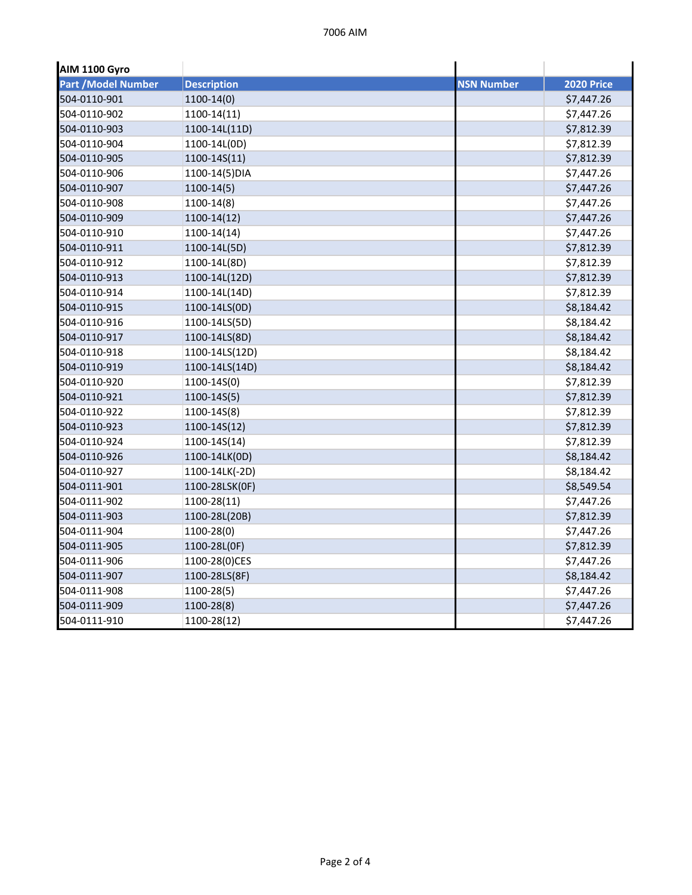| AIM 1100 Gyro | | | |
|---|---|---|---|
| Part /Model Number | Description | NSN Number | 2020 Price |
| 504-0110-901 | 1100-14(0) | | $7,447.26 |
| 504-0110-902 | 1100-14(11) | | $7,447.26 |
| 504-0110-903 | 1100-14L(11D) | | $7,812.39 |
| 504-0110-904 | 1100-14L(0D) | | $7,812.39 |
| 504-0110-905 | 1100-14S(11) | | $7,812.39 |
| 504-0110-906 | 1100-14(5)DIA | | $7,447.26 |
| 504-0110-907 | 1100-14(5) | | $7,447.26 |
| 504-0110-908 | 1100-14(8) | | $7,447.26 |
| 504-0110-909 | 1100-14(12) | | $7,447.26 |
| 504-0110-910 | 1100-14(14) | | $7,447.26 |
| 504-0110-911 | 1100-14L(5D) | | $7,812.39 |
| 504-0110-912 | 1100-14L(8D) | | $7,812.39 |
| 504-0110-913 | 1100-14L(12D) | | $7,812.39 |
| 504-0110-914 | 1100-14L(14D) | | $7,812.39 |
| 504-0110-915 | 1100-14LS(0D) | | $8,184.42 |
| 504-0110-916 | 1100-14LS(5D) | | $8,184.42 |
| 504-0110-917 | 1100-14LS(8D) | | $8,184.42 |
| 504-0110-918 | 1100-14LS(12D) | | $8,184.42 |
| 504-0110-919 | 1100-14LS(14D) | | $8,184.42 |
| 504-0110-920 | 1100-14S(0) | | $7,812.39 |
| 504-0110-921 | 1100-14S(5) | | $7,812.39 |
| 504-0110-922 | 1100-14S(8) | | $7,812.39 |
| 504-0110-923 | 1100-14S(12) | | $7,812.39 |
| 504-0110-924 | 1100-14S(14) | | $7,812.39 |
| 504-0110-926 | 1100-14LK(0D) | | $8,184.42 |
| 504-0110-927 | 1100-14LK(-2D) | | $8,184.42 |
| 504-0111-901 | 1100-28LSK(0F) | | $8,549.54 |
| 504-0111-902 | 1100-28(11) | | $7,447.26 |
| 504-0111-903 | 1100-28L(20B) | | $7,812.39 |
| 504-0111-904 | 1100-28(0) | | $7,447.26 |
| 504-0111-905 | 1100-28L(0F) | | $7,812.39 |
| 504-0111-906 | 1100-28(0)CES | | $7,447.26 |
| 504-0111-907 | 1100-28LS(8F) | | $8,184.42 |
| 504-0111-908 | 1100-28(5) | | $7,447.26 |
| 504-0111-909 | 1100-28(8) | | $7,447.26 |
| 504-0111-910 | 1100-28(12) | | $7,447.26 |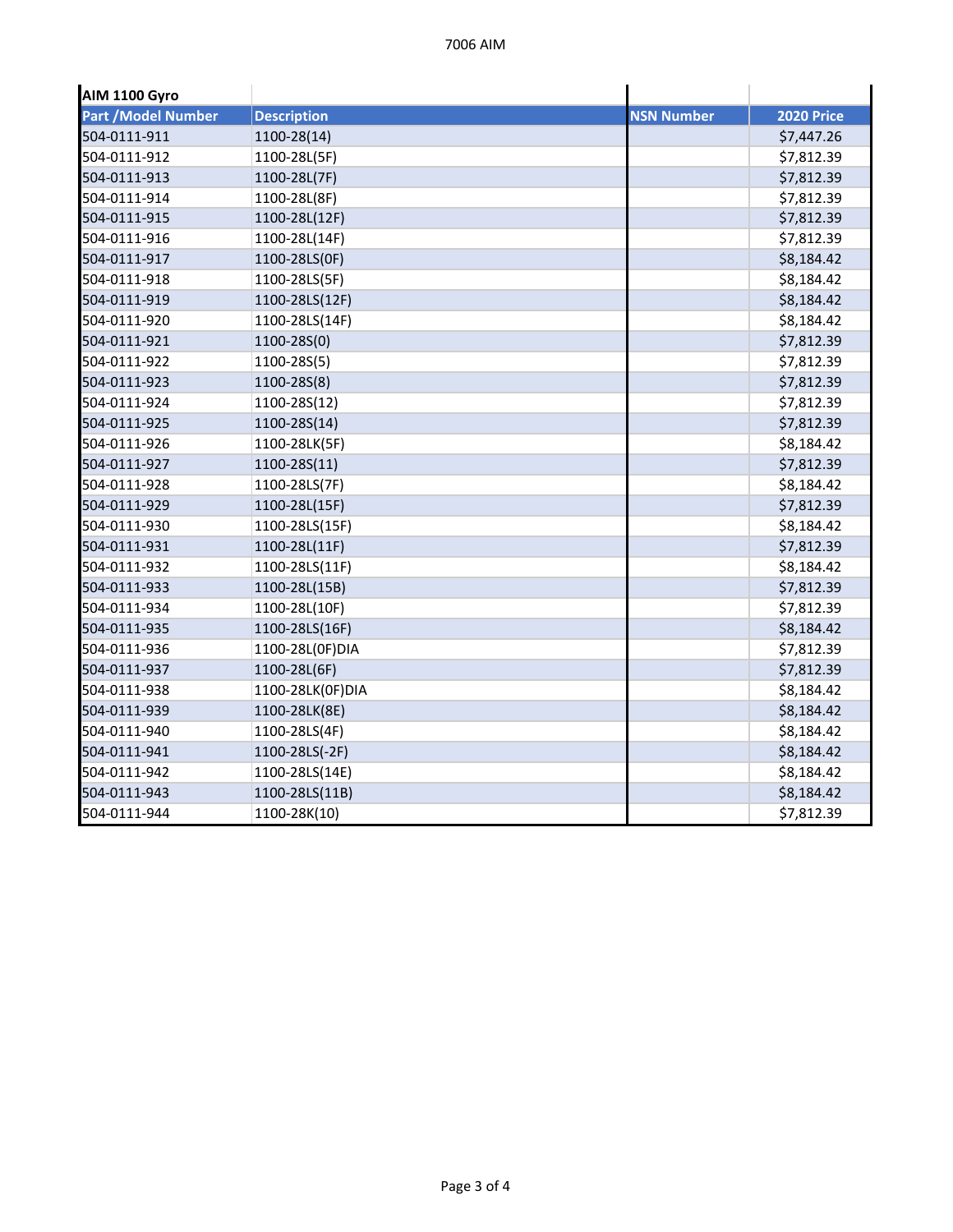| AIM 1100 Gyro | | | |
|---|---|---|---|
| **Part /Model Number** | **Description** | **NSN Number** | **2020 Price** |
| 504-0111-911 | 1100-28(14) | | $7,447.26 |
| 504-0111-912 | 1100-28L(5F) | | $7,812.39 |
| 504-0111-913 | 1100-28L(7F) | | $7,812.39 |
| 504-0111-914 | 1100-28L(8F) | | $7,812.39 |
| 504-0111-915 | 1100-28L(12F) | | $7,812.39 |
| 504-0111-916 | 1100-28L(14F) | | $7,812.39 |
| 504-0111-917 | 1100-28LS(0F) | | $8,184.42 |
| 504-0111-918 | 1100-28LS(5F) | | $8,184.42 |
| 504-0111-919 | 1100-28LS(12F) | | $8,184.42 |
| 504-0111-920 | 1100-28LS(14F) | | $8,184.42 |
| 504-0111-921 | 1100-28S(0) | | $7,812.39 |
| 504-0111-922 | 1100-28S(5) | | $7,812.39 |
| 504-0111-923 | 1100-28S(8) | | $7,812.39 |
| 504-0111-924 | 1100-28S(12) | | $7,812.39 |
| 504-0111-925 | 1100-28S(14) | | $7,812.39 |
| 504-0111-926 | 1100-28LK(5F) | | $8,184.42 |
| 504-0111-927 | 1100-28S(11) | | $7,812.39 |
| 504-0111-928 | 1100-28LS(7F) | | $8,184.42 |
| 504-0111-929 | 1100-28L(15F) | | $7,812.39 |
| 504-0111-930 | 1100-28LS(15F) | | $8,184.42 |
| 504-0111-931 | 1100-28L(11F) | | $7,812.39 |
| 504-0111-932 | 1100-28LS(11F) | | $8,184.42 |
| 504-0111-933 | 1100-28L(15B) | | $7,812.39 |
| 504-0111-934 | 1100-28L(10F) | | $7,812.39 |
| 504-0111-935 | 1100-28LS(16F) | | $8,184.42 |
| 504-0111-936 | 1100-28L(0F)DIA | | $7,812.39 |
| 504-0111-937 | 1100-28L(6F) | | $7,812.39 |
| 504-0111-938 | 1100-28LK(0F)DIA | | $8,184.42 |
| 504-0111-939 | 1100-28LK(8E) | | $8,184.42 |
| 504-0111-940 | 1100-28LS(4F) | | $8,184.42 |
| 504-0111-941 | 1100-28LS(-2F) | | $8,184.42 |
| 504-0111-942 | 1100-28LS(14E) | | $8,184.42 |
| 504-0111-943 | 1100-28LS(11B) | | $8,184.42 |
| 504-0111-944 | 1100-28K(10) | | $7,812.39 |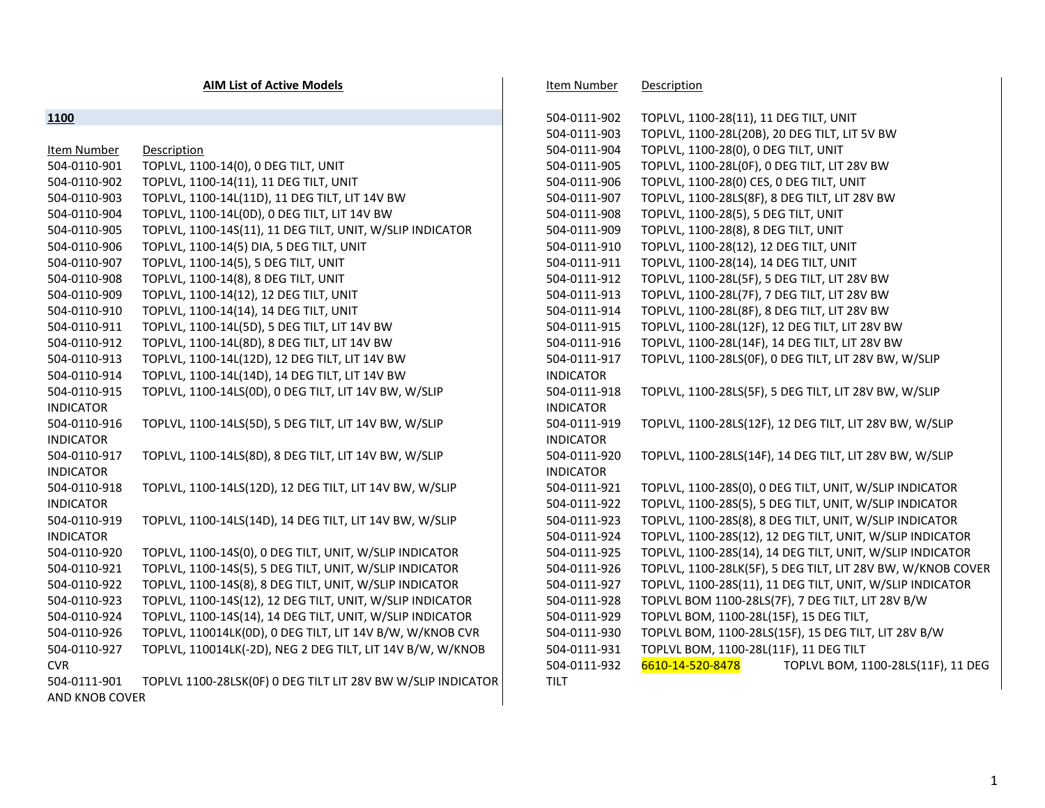**AIM List of Active Models**

## 1100

| Item Number | Description |
|---|---|
| 504-0110-901 | TOPLVL, 1100-14(0), 0 DEG TILT, UNIT |
| 504-0110-902 | TOPLVL, 1100-14(11), 11 DEG TILT, UNIT |
| 504-0110-903 | TOPLVL, 1100-14L(11D), 11 DEG TILT, LIT 14V BW |
| 504-0110-904 | TOPLVL, 1100-14L(0D), 0 DEG TILT, LIT 14V BW |
| 504-0110-905 | TOPLVL, 1100-14S(11), 11 DEG TILT, UNIT, W/SLIP INDICATOR |
| 504-0110-906 | TOPLVL, 1100-14(5) DIA, 5 DEG TILT, UNIT |
| 504-0110-907 | TOPLVL, 1100-14(5), 5 DEG TILT, UNIT |
| 504-0110-908 | TOPLVL, 1100-14(8), 8 DEG TILT, UNIT |
| 504-0110-909 | TOPLVL, 1100-14(12), 12 DEG TILT, UNIT |
| 504-0110-910 | TOPLVL, 1100-14(14), 14 DEG TILT, UNIT |
| 504-0110-911 | TOPLVL, 1100-14L(5D), 5 DEG TILT, LIT 14V BW |
| 504-0110-912 | TOPLVL, 1100-14L(8D), 8 DEG TILT, LIT 14V BW |
| 504-0110-913 | TOPLVL, 1100-14L(12D), 12 DEG TILT, LIT 14V BW |
| 504-0110-914 | TOPLVL, 1100-14L(14D), 14 DEG TILT, LIT 14V BW |
| 504-0110-915 | TOPLVL, 1100-14LS(0D), 0 DEG TILT, LIT 14V BW, W/SLIP INDICATOR |
| 504-0110-916 | TOPLVL, 1100-14LS(5D), 5 DEG TILT, LIT 14V BW, W/SLIP INDICATOR |
| 504-0110-917 | TOPLVL, 1100-14LS(8D), 8 DEG TILT, LIT 14V BW, W/SLIP INDICATOR |
| 504-0110-918 | TOPLVL, 1100-14LS(12D), 12 DEG TILT, LIT 14V BW, W/SLIP INDICATOR |
| 504-0110-919 | TOPLVL, 1100-14LS(14D), 14 DEG TILT, LIT 14V BW, W/SLIP INDICATOR |
| 504-0110-920 | TOPLVL, 1100-14S(0), 0 DEG TILT, UNIT, W/SLIP INDICATOR |
| 504-0110-921 | TOPLVL, 1100-14S(5), 5 DEG TILT, UNIT, W/SLIP INDICATOR |
| 504-0110-922 | TOPLVL, 1100-14S(8), 8 DEG TILT, UNIT, W/SLIP INDICATOR |
| 504-0110-923 | TOPLVL, 1100-14S(12), 12 DEG TILT, UNIT, W/SLIP INDICATOR |
| 504-0110-924 | TOPLVL, 1100-14S(14), 14 DEG TILT, UNIT, W/SLIP INDICATOR |
| 504-0110-926 | TOPLVL, 110014LK(0D), 0 DEG TILT, LIT 14V B/W, W/KNOB CVR |
| 504-0110-927 | TOPLVL, 110014LK(-2D), NEG 2 DEG TILT, LIT 14V B/W, W/KNOB CVR |
| 504-0111-901 | TOPLVL 1100-28LSK(0F) 0 DEG TILT LIT 28V BW W/SLIP INDICATOR AND KNOB COVER |
| 504-0111-902 | TOPLVL, 1100-28(11), 11 DEG TILT, UNIT |
| 504-0111-903 | TOPLVL, 1100-28L(20B), 20 DEG TILT, LIT 5V BW |
| 504-0111-904 | TOPLVL, 1100-28(0), 0 DEG TILT, UNIT |
| 504-0111-905 | TOPLVL, 1100-28L(0F), 0 DEG TILT, LIT 28V BW |
| 504-0111-906 | TOPLVL, 1100-28(0) CES, 0 DEG TILT, UNIT |
| 504-0111-907 | TOPLVL, 1100-28LS(8F), 8 DEG TILT, LIT 28V BW |
| 504-0111-908 | TOPLVL, 1100-28(5), 5 DEG TILT, UNIT |
| 504-0111-909 | TOPLVL, 1100-28(8), 8 DEG TILT, UNIT |
| 504-0111-910 | TOPLVL, 1100-28(12), 12 DEG TILT, UNIT |
| 504-0111-911 | TOPLVL, 1100-28(14), 14 DEG TILT, UNIT |
| 504-0111-912 | TOPLVL, 1100-28L(5F), 5 DEG TILT, LIT 28V BW |
| 504-0111-913 | TOPLVL, 1100-28L(7F), 7 DEG TILT, LIT 28V BW |
| 504-0111-914 | TOPLVL, 1100-28L(8F), 8 DEG TILT, LIT 28V BW |
| 504-0111-915 | TOPLVL, 1100-28L(12F), 12 DEG TILT, LIT 28V BW |
| 504-0111-916 | TOPLVL, 1100-28L(14F), 14 DEG TILT, LIT 28V BW |
| 504-0111-917 | TOPLVL, 1100-28LS(0F), 0 DEG TILT, LIT 28V BW, W/SLIP INDICATOR |
| 504-0111-918 | TOPLVL, 1100-28LS(5F), 5 DEG TILT, LIT 28V BW, W/SLIP INDICATOR |
| 504-0111-919 | TOPLVL, 1100-28LS(12F), 12 DEG TILT, LIT 28V BW, W/SLIP INDICATOR |
| 504-0111-920 | TOPLVL, 1100-28LS(14F), 14 DEG TILT, LIT 28V BW, W/SLIP INDICATOR |
| 504-0111-921 | TOPLVL, 1100-28S(0), 0 DEG TILT, UNIT, W/SLIP INDICATOR |
| 504-0111-922 | TOPLVL, 1100-28S(5), 5 DEG TILT, UNIT, W/SLIP INDICATOR |
| 504-0111-923 | TOPLVL, 1100-28S(8), 8 DEG TILT, UNIT, W/SLIP INDICATOR |
| 504-0111-924 | TOPLVL, 1100-28S(12), 12 DEG TILT, UNIT, W/SLIP INDICATOR |
| 504-0111-925 | TOPLVL, 1100-28S(14), 14 DEG TILT, UNIT, W/SLIP INDICATOR |
| 504-0111-926 | TOPLVL, 1100-28LK(5F), 5 DEG TILT, LIT 28V BW, W/KNOB COVER |
| 504-0111-927 | TOPLVL, 1100-28S(11), 11 DEG TILT, UNIT, W/SLIP INDICATOR |
| 504-0111-928 | TOPLVL BOM 1100-28LS(7F), 7 DEG TILT, LIT 28V B/W |
| 504-0111-929 | TOPLVL BOM, 1100-28L(15F), 15 DEG TILT, |
| 504-0111-930 | TOPLVL BOM, 1100-28LS(15F), 15 DEG TILT, LIT 28V B/W |
| 504-0111-931 | TOPLVL BOM, 1100-28L(11F), 11 DEG TILT |
| 504-0111-932 | 6610-14-520-8478 TOPLVL BOM, 1100-28LS(11F), 11 DEG TILT |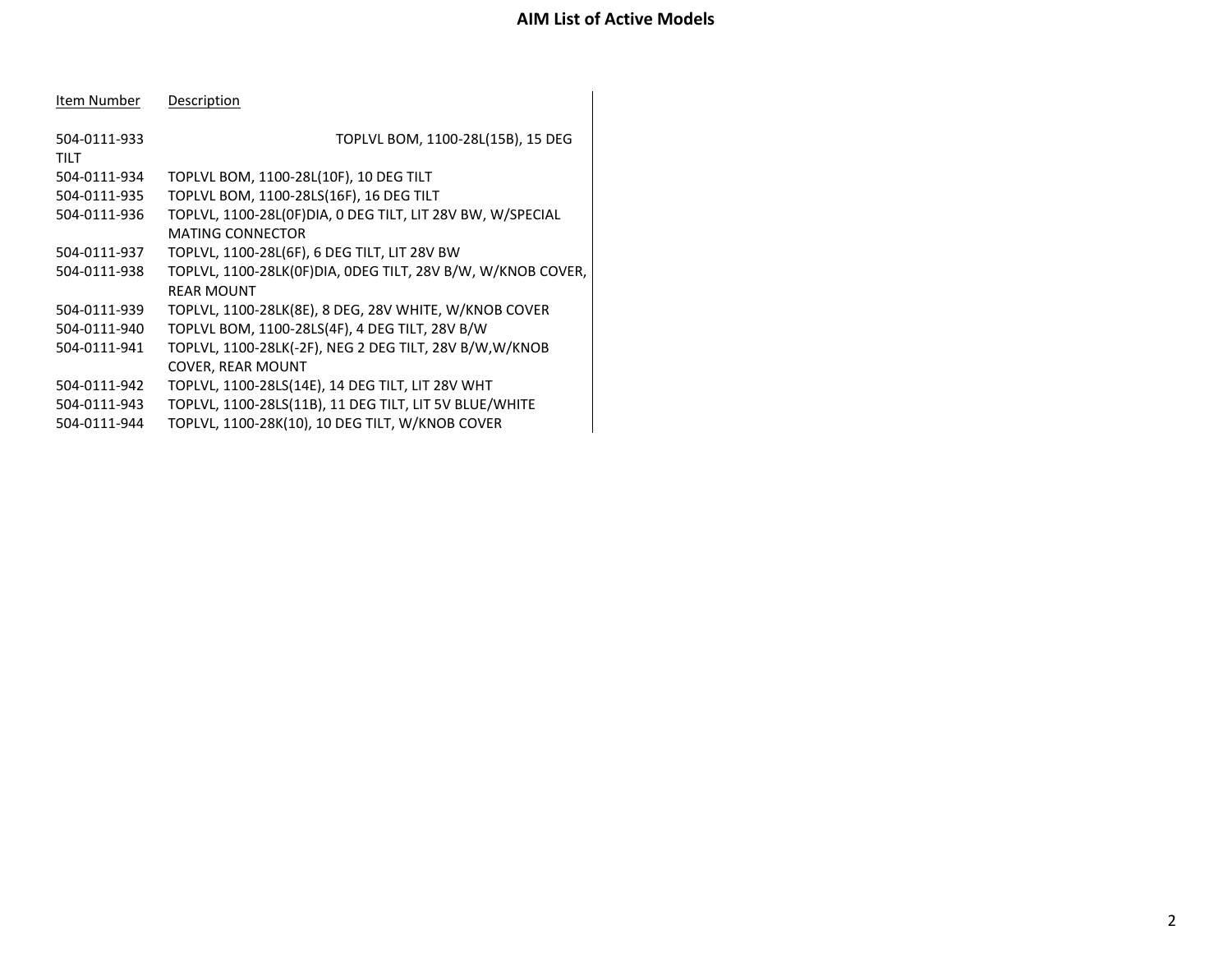| Item Number | Description |
|---|---|
| 504-0111-933 | TOPLVL BOM, 1100-28L(15B), 15 DEG TILT |
| 504-0111-934 | TOPLVL BOM, 1100-28L(10F), 10 DEG TILT |
| 504-0111-935 | TOPLVL BOM, 1100-28LS(16F), 16 DEG TILT |
| 504-0111-936 | TOPLVL, 1100-28L(0F)DIA, 0 DEG TILT, LIT 28V BW, W/SPECIAL MATING CONNECTOR |
| 504-0111-937 | TOPLVL, 1100-28L(6F), 6 DEG TILT, LIT 28V BW |
| 504-0111-938 | TOPLVL, 1100-28LK(0F)DIA, 0DEG TILT, 28V B/W, W/KNOB COVER, REAR MOUNT |
| 504-0111-939 | TOPLVL, 1100-28LK(8E), 8 DEG, 28V WHITE, W/KNOB COVER |
| 504-0111-940 | TOPLVL BOM, 1100-28LS(4F), 4 DEG TILT, 28V B/W |
| 504-0111-941 | TOPLVL, 1100-28LK(-2F), NEG 2 DEG TILT, 28V B/W,W/KNOB COVER, REAR MOUNT |
| 504-0111-942 | TOPLVL, 1100-28LS(14E), 14 DEG TILT, LIT 28V WHT |
| 504-0111-943 | TOPLVL, 1100-28LS(11B), 11 DEG TILT, LIT 5V BLUE/WHITE |
| 504-0111-944 | TOPLVL, 1100-28K(10), 10 DEG TILT, W/KNOB COVER |